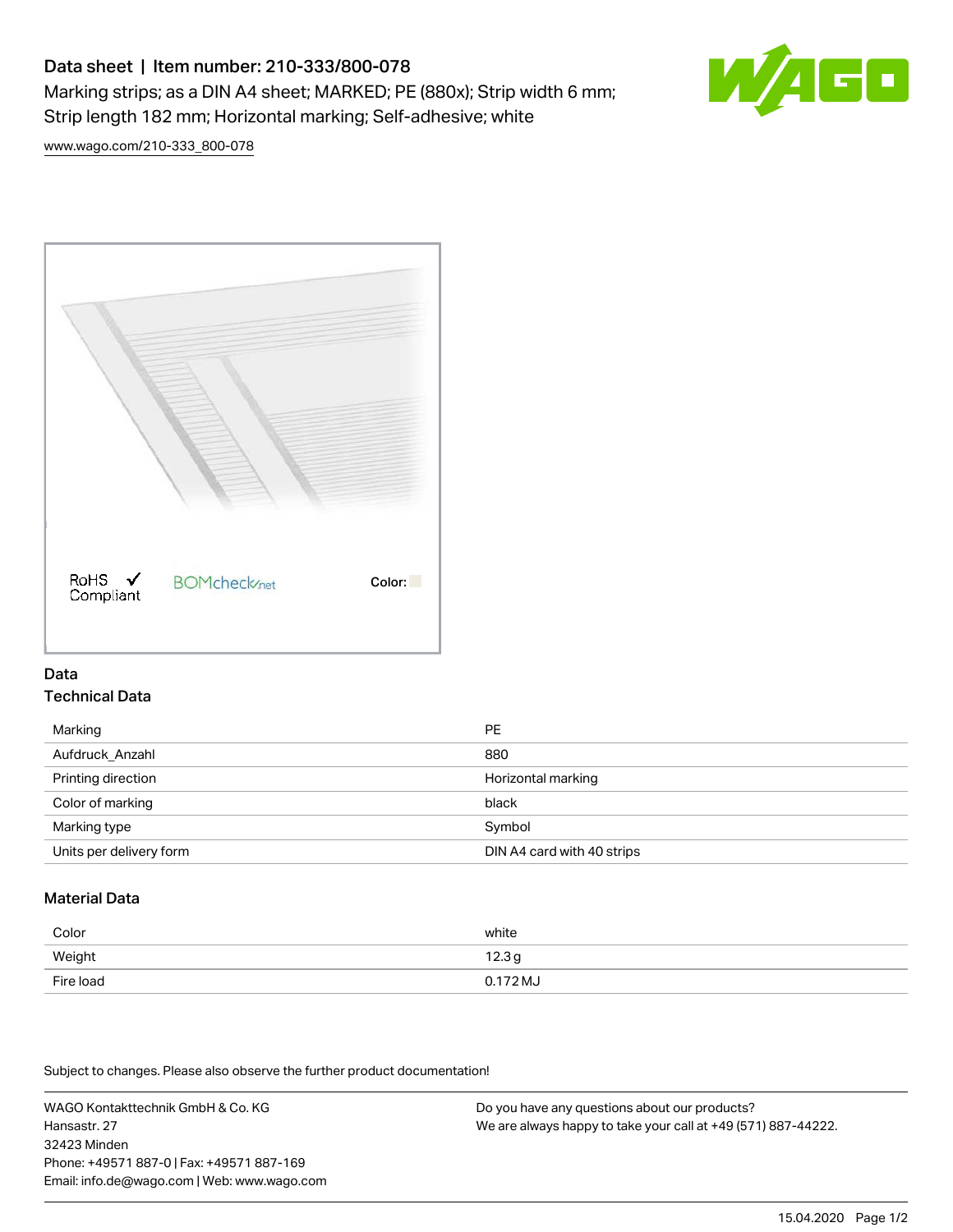# Data sheet | Item number: 210-333/800-078

Marking strips; as a DIN A4 sheet; MARKED; PE (880x); Strip width 6 mm; Strip length 182 mm; Horizontal marking; Self-adhesive; white

www.wago.com/210-333_800-078

RoHS Compliant    BOMcheck.net    Color:

## Data

### Technical Data

| | |
|---|---|
| Marking | PE |
| Aufdruck_Anzahl | 880 |
| Printing direction | Horizontal marking |
| Color of marking | black |
| Marking type | Symbol |
| Units per delivery form | DIN A4 card with 40 strips |

### Material Data

| | |
|---|---|
| Color | white |
| Weight | 12.3 g |
| Fire load | 0.172 MJ |

Subject to changes. Please also observe the further product documentation!

WAGO Kontakttechnik GmbH & Co. KG
Hansastr. 27
32423 Minden
Phone: +49571 887-0 | Fax: +49571 887-169
Email: info.de@wago.com | Web: www.wago.com

Do you have any questions about our products?
We are always happy to take your call at +49 (571) 887-44222.

15.04.2020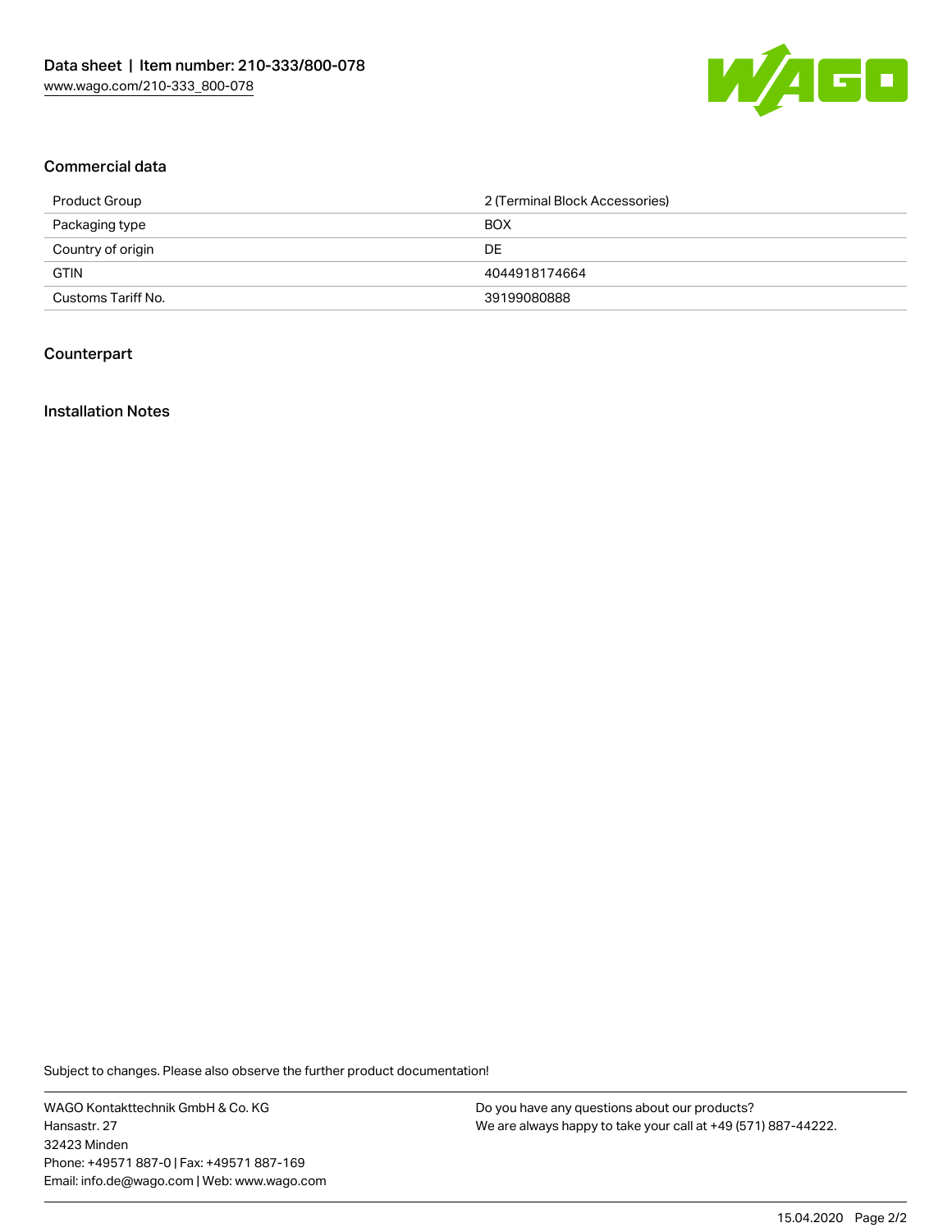## Commercial data

| | |
|---|---|
| Product Group | 2 (Terminal Block Accessories) |
| Packaging type | BOX |
| Country of origin | DE |
| GTIN | 4044918174664 |
| Customs Tariff No. | 39199080888 |

## Counterpart

## Installation Notes

Subject to changes. Please also observe the further product documentation!

WAGO Kontakttechnik GmbH & Co. KG
Hansastr. 27
32423 Minden
Phone: +49571 887-0 | Fax: +49571 887-169
Email: info.de@wago.com | Web: www.wago.com

Do you have any questions about our products?
We are always happy to take your call at +49 (571) 887-44222.

15.04.2020